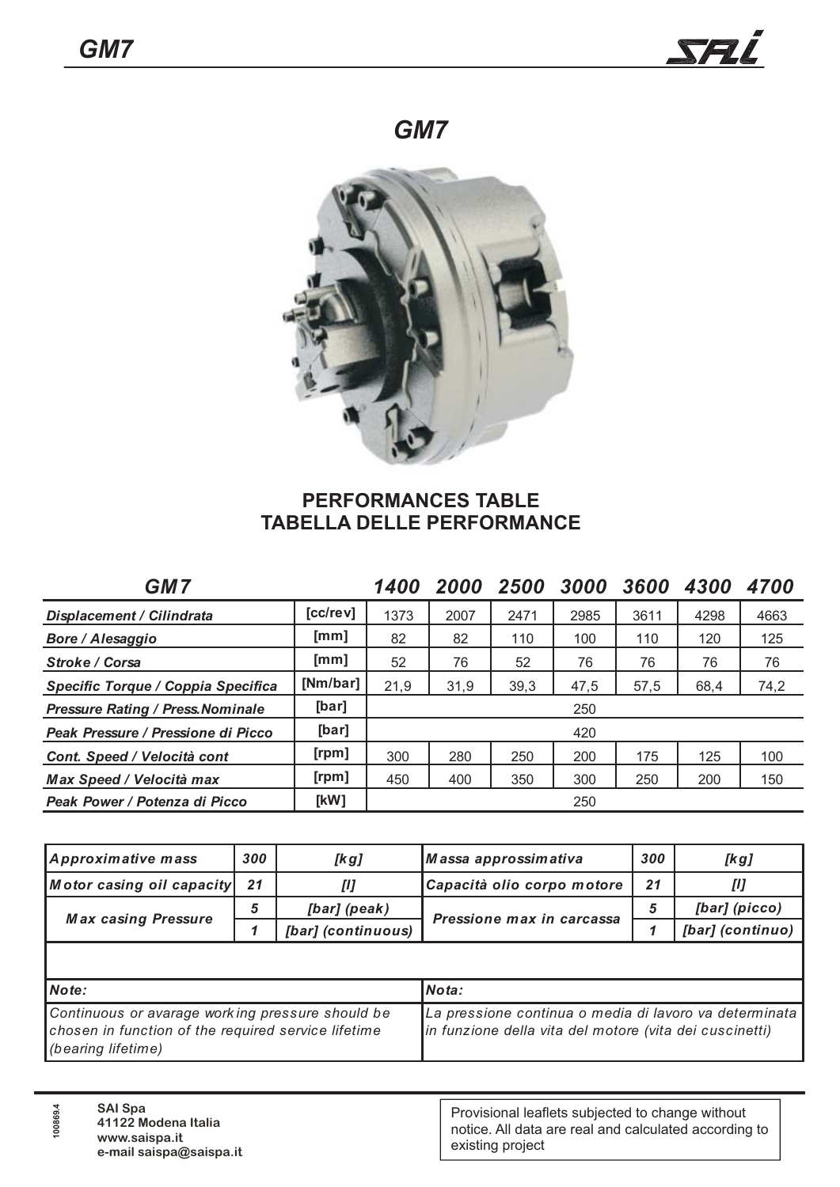# GM7

## PERFORMANCES TABLE
## TABELLA DELLE PERFORMANCE

| *GM7* | | *1400* | *2000* | *2500* | *3000* | *3600* | *4300* | *4700* |
|---|---|---|---|---|---|---|---|---|
| ***Displacement / Cilindrata*** | **[cc/rev]** | 1373 | 2007 | 2471 | 2985 | 3611 | 4298 | 4663 |
| ***Bore / Alesaggio*** | **[mm]** | 82 | 82 | 110 | 100 | 110 | 120 | 125 |
| ***Stroke / Corsa*** | **[mm]** | 52 | 76 | 52 | 76 | 76 | 76 | 76 |
| ***Specific Torque / Coppia Specifica*** | **[Nm/bar]** | 21,9 | 31,9 | 39,3 | 47,5 | 57,5 | 68,4 | 74,2 |
| ***Pressure Rating / Press.Nominale*** | **[bar]** | 250 | | | | | | |
| ***Peak Pressure / Pressione di Picco*** | **[bar]** | 420 | | | | | | |
| ***Cont. Speed / Velocità cont*** | **[rpm]** | 300 | 280 | 250 | 200 | 175 | 125 | 100 |
| ***Max Speed / Velocità max*** | **[rpm]** | 450 | 400 | 350 | 300 | 250 | 200 | 150 |
| ***Peak Power / Potenza di Picco*** | **[kW]** | 250 | | | | | | |

| | | | | | |
|---|---|---|---|---|---|
| ***Approximative mass*** | ***300*** | ***[kg]*** | ***Massa approssimativa*** | ***300*** | ***[kg]*** |
| ***Motor casing oil capacity*** | ***21*** | ***[l]*** | ***Capacità olio corpo motore*** | ***21*** | ***[l]*** |
| ***Max casing Pressure*** | ***5*** | ***[bar] (peak)*** | ***Pressione max in carcassa*** | ***5*** | ***[bar] (picco)*** |
| | ***1*** | ***[bar] (continuous)*** | | ***1*** | ***[bar] (continuo)*** |

*Note:*

*Continuous or avarage working pressure should be chosen in function of the required service lifetime (bearing lifetime)*

*Nota:*

*La pressione continua o media di lavoro va determinata in funzione della vita del motore (vita dei cuscinetti)*

100869.4

**SAI Spa**
**41122 Modena Italia**
**www.saispa.it**
**e-mail saispa@saispa.it**

Provisional leaflets subjected to change without notice. All data are real and calculated according to existing project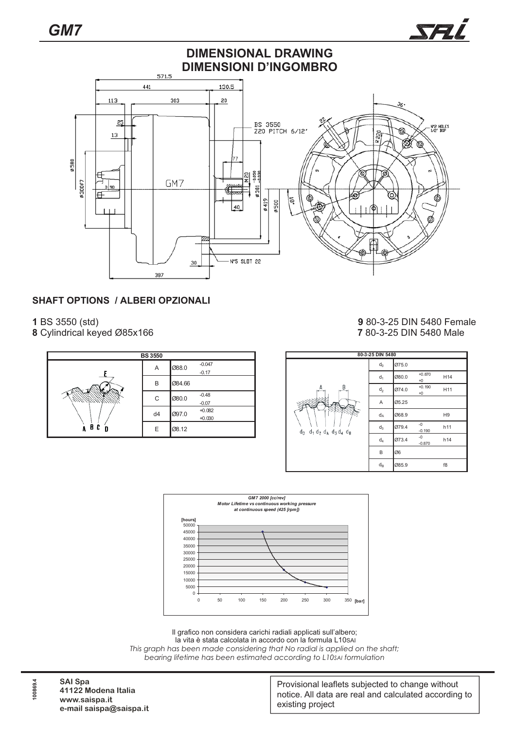# DIMENSIONAL DRAWING
# DIMENSIONI D'INGOMBRO

571.5
441
130.5
113
303
20
25
13
Ø580
Ø300f7
D 90
GM7
77
M20
Ø381 -0.050 -0.030
Ø419
Ø500
40
30
387
N°5 SLOT 22
BS 3550
Z20 PITCH 6/12"
36°
22
R220
N°2 HOLES 1/2" BSP
18°

## SHAFT OPTIONS / ALBERI OPZIONALI

**1** BS 3550 (std)
**8** Cylindrical keyed Ø85x166
**9** 80-3-25 DIN 5480 Female
**7** 80-3-25 DIN 5480 Male

| BS 3550 | | |
|---|---|---|
| A | Ø88.0 | -0.047 -0.17 |
| B | Ø84.66 | |
| C | Ø80.0 | -0.48 -0.07 |
| d4 | Ø97.0 | +0.082 +0.030 |
| E | Ø8.12 | |

| 80-3-25 DIN 5480 | | | |
|---|---|---|---|
| $d_0$ | Ø75.0 | | |
| $d_1$ | Ø80.0 | +0.870 +0 | H14 |
| $d_2$ | Ø74.0 | +0.190 +0 | H11 |
| A | Ø5.25 | | |
| $d_A$ | Ø68.9 | | H9 |
| $d_3$ | Ø79.4 | -0 -0.190 | h11 |
| $d_4$ | Ø73.4 | -0 -0.870 | h14 |
| B | Ø6 | | |
| $d_B$ | Ø85.9 | | f8 |

*GM7 2000 [cc/rev]*
*Motor Lifetime vs continuous working pressure*
*at continuous speed (425 [rpm])*

[hours]
50000
45000
40000
35000
30000
25000
20000
15000
10000
5000
0
0 50 100 150 200 250 300 350 [bar]

Il grafico non considera carichi radiali applicati sull'albero;
la vita è stata calcolata in accordo con la formula L10SAI
*This graph has been made considering that No radial is applied on the shaft;*
*bearing lifetime has been estimated according to L10SAI formulation*

100869.4

**SAI Spa**
**41122 Modena Italia**
**www.saispa.it**
**e-mail saispa@saispa.it**

Provisional leaflets subjected to change without notice. All data are real and calculated according to existing project